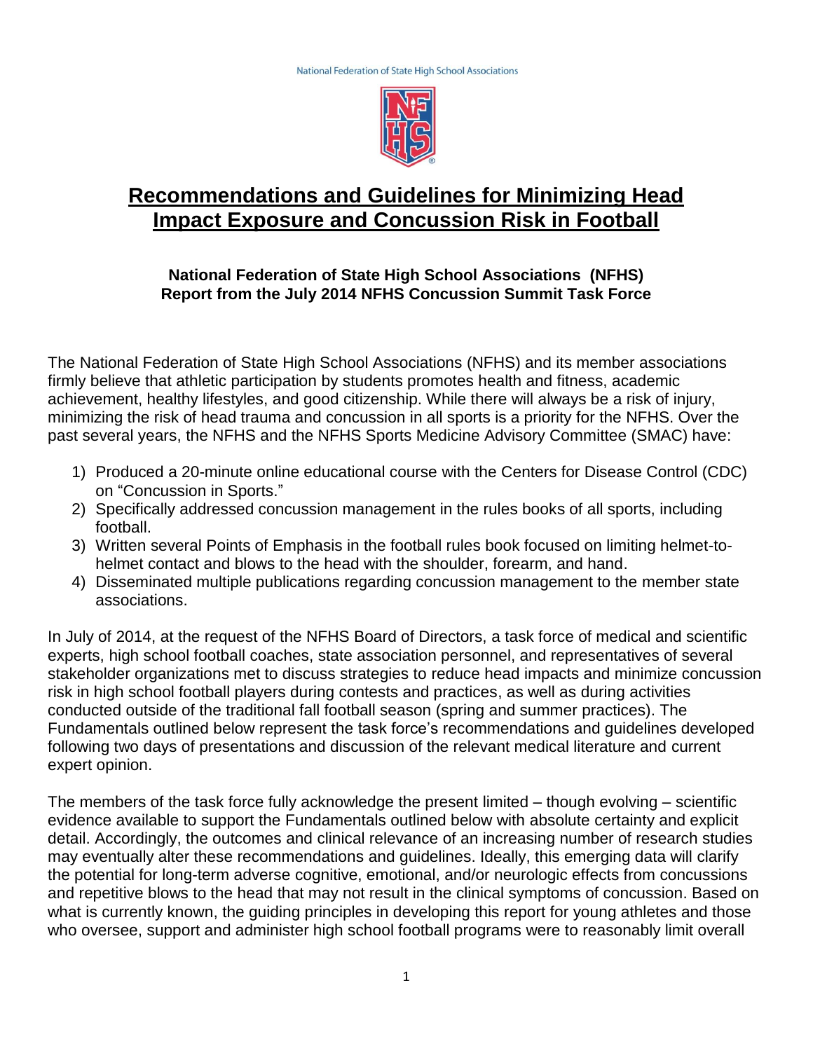National Federation of State High School Associations

# Recommendations and Guidelines for Minimizing Head Impact Exposure and Concussion Risk in Football

**National Federation of State High School Associations (NFHS)**
**Report from the July 2014 NFHS Concussion Summit Task Force**

The National Federation of State High School Associations (NFHS) and its member associations firmly believe that athletic participation by students promotes health and fitness, academic achievement, healthy lifestyles, and good citizenship. While there will always be a risk of injury, minimizing the risk of head trauma and concussion in all sports is a priority for the NFHS. Over the past several years, the NFHS and the NFHS Sports Medicine Advisory Committee (SMAC) have:

1) Produced a 20-minute online educational course with the Centers for Disease Control (CDC) on "Concussion in Sports."
2) Specifically addressed concussion management in the rules books of all sports, including football.
3) Written several Points of Emphasis in the football rules book focused on limiting helmet-to-helmet contact and blows to the head with the shoulder, forearm, and hand.
4) Disseminated multiple publications regarding concussion management to the member state associations.

In July of 2014, at the request of the NFHS Board of Directors, a task force of medical and scientific experts, high school football coaches, state association personnel, and representatives of several stakeholder organizations met to discuss strategies to reduce head impacts and minimize concussion risk in high school football players during contests and practices, as well as during activities conducted outside of the traditional fall football season (spring and summer practices). The Fundamentals outlined below represent the task force's recommendations and guidelines developed following two days of presentations and discussion of the relevant medical literature and current expert opinion.

The members of the task force fully acknowledge the present limited – though evolving – scientific evidence available to support the Fundamentals outlined below with absolute certainty and explicit detail. Accordingly, the outcomes and clinical relevance of an increasing number of research studies may eventually alter these recommendations and guidelines. Ideally, this emerging data will clarify the potential for long-term adverse cognitive, emotional, and/or neurologic effects from concussions and repetitive blows to the head that may not result in the clinical symptoms of concussion. Based on what is currently known, the guiding principles in developing this report for young athletes and those who oversee, support and administer high school football programs were to reasonably limit overall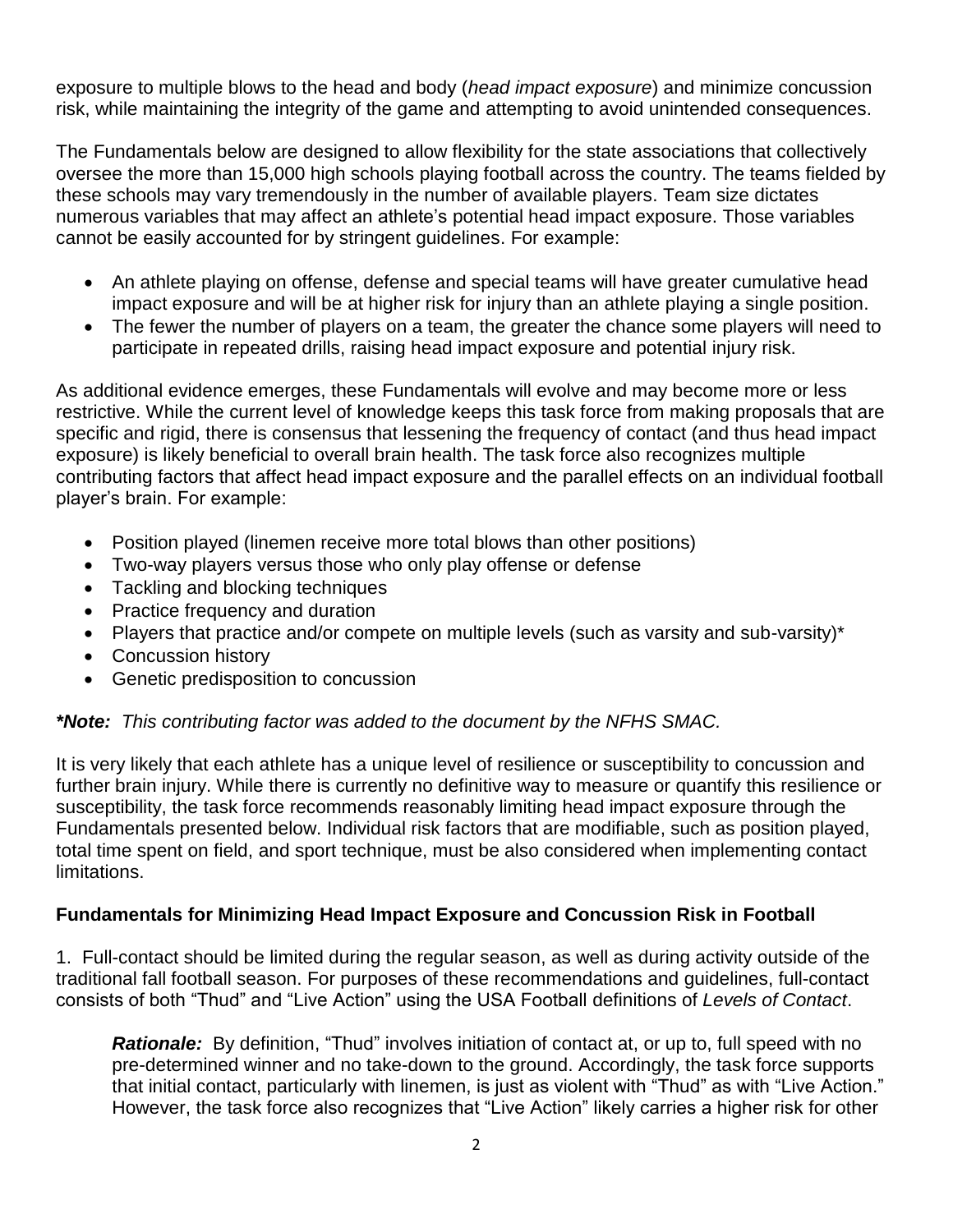exposure to multiple blows to the head and body (*head impact exposure*) and minimize concussion risk, while maintaining the integrity of the game and attempting to avoid unintended consequences.

The Fundamentals below are designed to allow flexibility for the state associations that collectively oversee the more than 15,000 high schools playing football across the country. The teams fielded by these schools may vary tremendously in the number of available players. Team size dictates numerous variables that may affect an athlete's potential head impact exposure. Those variables cannot be easily accounted for by stringent guidelines. For example:

- An athlete playing on offense, defense and special teams will have greater cumulative head impact exposure and will be at higher risk for injury than an athlete playing a single position.
- The fewer the number of players on a team, the greater the chance some players will need to participate in repeated drills, raising head impact exposure and potential injury risk.

As additional evidence emerges, these Fundamentals will evolve and may become more or less restrictive. While the current level of knowledge keeps this task force from making proposals that are specific and rigid, there is consensus that lessening the frequency of contact (and thus head impact exposure) is likely beneficial to overall brain health. The task force also recognizes multiple contributing factors that affect head impact exposure and the parallel effects on an individual football player's brain. For example:

- Position played (linemen receive more total blows than other positions)
- Two-way players versus those who only play offense or defense
- Tackling and blocking techniques
- Practice frequency and duration
- Players that practice and/or compete on multiple levels (such as varsity and sub-varsity)*
- Concussion history
- Genetic predisposition to concussion

***Note:** *This contributing factor was added to the document by the NFHS SMAC.*

It is very likely that each athlete has a unique level of resilience or susceptibility to concussion and further brain injury. While there is currently no definitive way to measure or quantify this resilience or susceptibility, the task force recommends reasonably limiting head impact exposure through the Fundamentals presented below. Individual risk factors that are modifiable, such as position played, total time spent on field, and sport technique, must be also considered when implementing contact limitations.

**Fundamentals for Minimizing Head Impact Exposure and Concussion Risk in Football**

1. Full-contact should be limited during the regular season, as well as during activity outside of the traditional fall football season. For purposes of these recommendations and guidelines, full-contact consists of both "Thud" and "Live Action" using the USA Football definitions of *Levels of Contact*.

   ***Rationale:*** By definition, "Thud" involves initiation of contact at, or up to, full speed with no pre-determined winner and no take-down to the ground. Accordingly, the task force supports that initial contact, particularly with linemen, is just as violent with "Thud" as with "Live Action." However, the task force also recognizes that "Live Action" likely carries a higher risk for other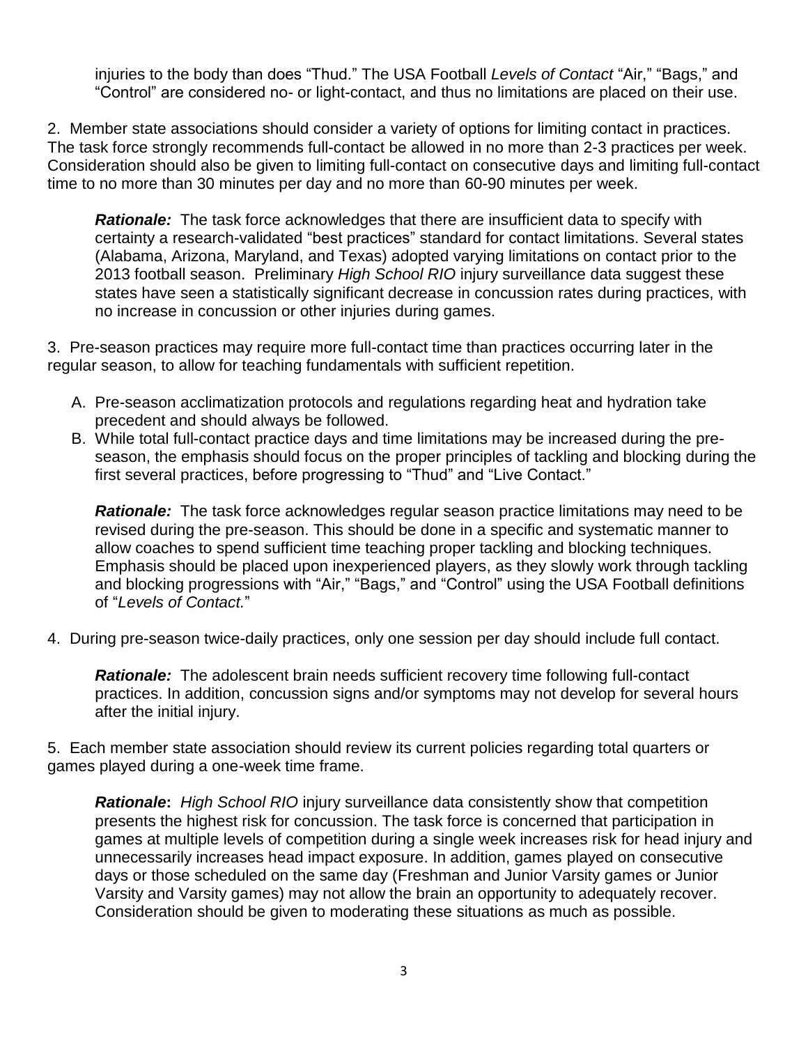injuries to the body than does "Thud." The USA Football *Levels of Contact* "Air," "Bags," and "Control" are considered no- or light-contact, and thus no limitations are placed on their use.

2. Member state associations should consider a variety of options for limiting contact in practices. The task force strongly recommends full-contact be allowed in no more than 2-3 practices per week. Consideration should also be given to limiting full-contact on consecutive days and limiting full-contact time to no more than 30 minutes per day and no more than 60-90 minutes per week.

> ***Rationale:*** The task force acknowledges that there are insufficient data to specify with certainty a research-validated "best practices" standard for contact limitations. Several states (Alabama, Arizona, Maryland, and Texas) adopted varying limitations on contact prior to the 2013 football season. Preliminary *High School RIO* injury surveillance data suggest these states have seen a statistically significant decrease in concussion rates during practices, with no increase in concussion or other injuries during games.

3. Pre-season practices may require more full-contact time than practices occurring later in the regular season, to allow for teaching fundamentals with sufficient repetition.

   A. Pre-season acclimatization protocols and regulations regarding heat and hydration take precedent and should always be followed.
   B. While total full-contact practice days and time limitations may be increased during the pre-season, the emphasis should focus on the proper principles of tackling and blocking during the first several practices, before progressing to "Thud" and "Live Contact."

> ***Rationale:*** The task force acknowledges regular season practice limitations may need to be revised during the pre-season. This should be done in a specific and systematic manner to allow coaches to spend sufficient time teaching proper tackling and blocking techniques. Emphasis should be placed upon inexperienced players, as they slowly work through tackling and blocking progressions with "Air," "Bags," and "Control" using the USA Football definitions of "*Levels of Contact.*"

4. During pre-season twice-daily practices, only one session per day should include full contact.

> ***Rationale:*** The adolescent brain needs sufficient recovery time following full-contact practices. In addition, concussion signs and/or symptoms may not develop for several hours after the initial injury.

5. Each member state association should review its current policies regarding total quarters or games played during a one-week time frame.

> ***Rationale*:** *High School RIO* injury surveillance data consistently show that competition presents the highest risk for concussion. The task force is concerned that participation in games at multiple levels of competition during a single week increases risk for head injury and unnecessarily increases head impact exposure. In addition, games played on consecutive days or those scheduled on the same day (Freshman and Junior Varsity games or Junior Varsity and Varsity games) may not allow the brain an opportunity to adequately recover. Consideration should be given to moderating these situations as much as possible.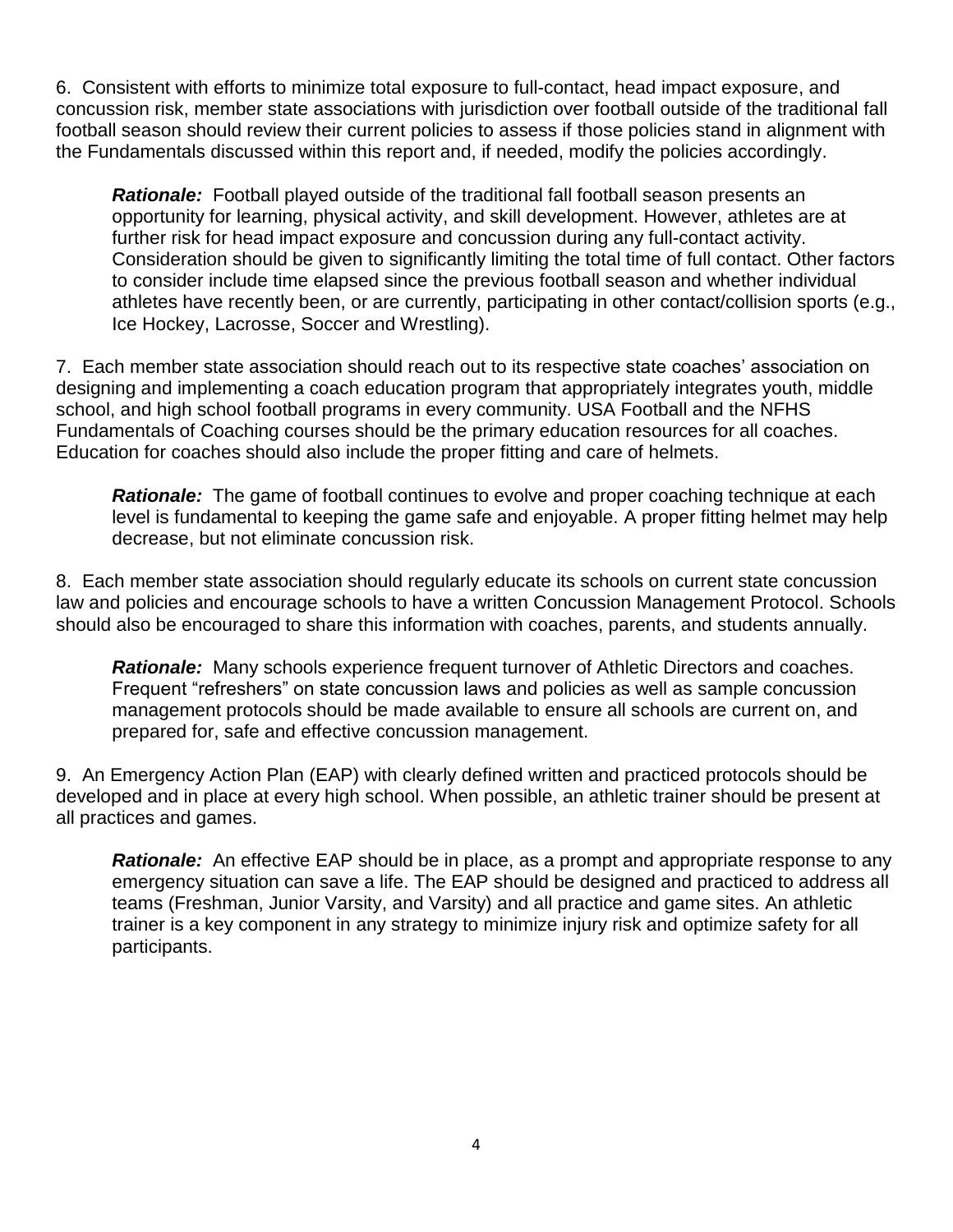6. Consistent with efforts to minimize total exposure to full-contact, head impact exposure, and concussion risk, member state associations with jurisdiction over football outside of the traditional fall football season should review their current policies to assess if those policies stand in alignment with the Fundamentals discussed within this report and, if needed, modify the policies accordingly.

> ***Rationale:*** Football played outside of the traditional fall football season presents an opportunity for learning, physical activity, and skill development. However, athletes are at further risk for head impact exposure and concussion during any full-contact activity. Consideration should be given to significantly limiting the total time of full contact. Other factors to consider include time elapsed since the previous football season and whether individual athletes have recently been, or are currently, participating in other contact/collision sports (e.g., Ice Hockey, Lacrosse, Soccer and Wrestling).

7. Each member state association should reach out to its respective state coaches' association on designing and implementing a coach education program that appropriately integrates youth, middle school, and high school football programs in every community. USA Football and the NFHS Fundamentals of Coaching courses should be the primary education resources for all coaches. Education for coaches should also include the proper fitting and care of helmets.

> ***Rationale:*** The game of football continues to evolve and proper coaching technique at each level is fundamental to keeping the game safe and enjoyable. A proper fitting helmet may help decrease, but not eliminate concussion risk.

8. Each member state association should regularly educate its schools on current state concussion law and policies and encourage schools to have a written Concussion Management Protocol. Schools should also be encouraged to share this information with coaches, parents, and students annually.

> ***Rationale:*** Many schools experience frequent turnover of Athletic Directors and coaches. Frequent "refreshers" on state concussion laws and policies as well as sample concussion management protocols should be made available to ensure all schools are current on, and prepared for, safe and effective concussion management.

9. An Emergency Action Plan (EAP) with clearly defined written and practiced protocols should be developed and in place at every high school. When possible, an athletic trainer should be present at all practices and games.

> ***Rationale:*** An effective EAP should be in place, as a prompt and appropriate response to any emergency situation can save a life. The EAP should be designed and practiced to address all teams (Freshman, Junior Varsity, and Varsity) and all practice and game sites. An athletic trainer is a key component in any strategy to minimize injury risk and optimize safety for all participants.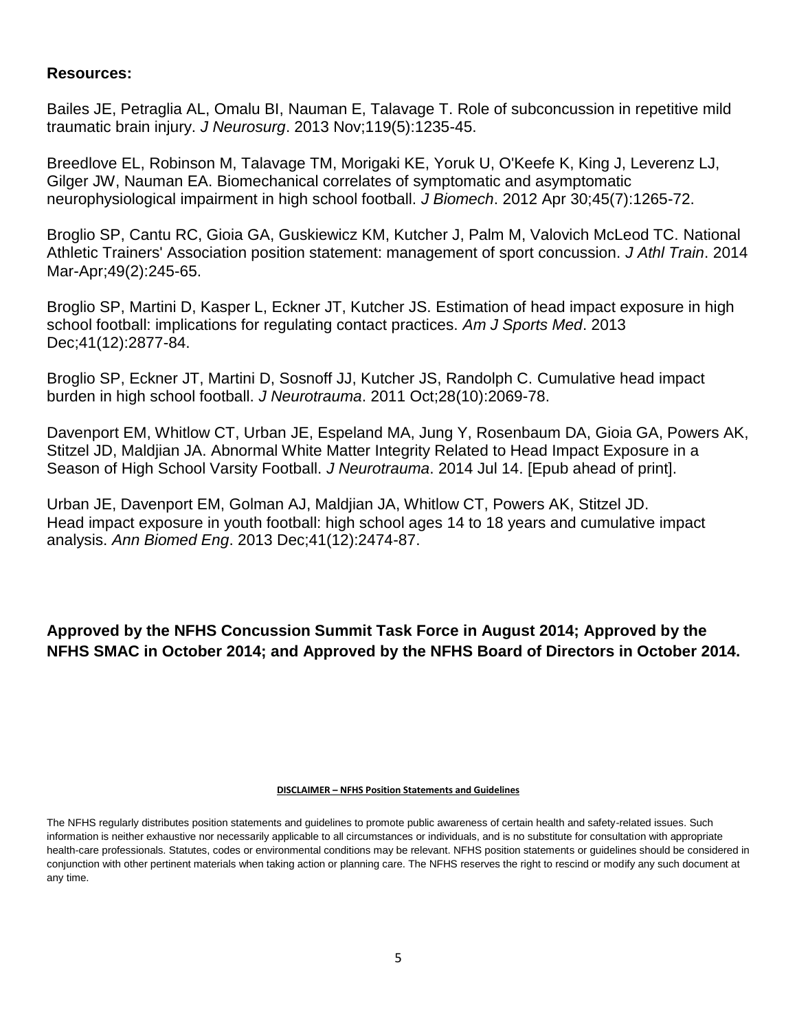**Resources:**

Bailes JE, Petraglia AL, Omalu BI, Nauman E, Talavage T. Role of subconcussion in repetitive mild traumatic brain injury. *J Neurosurg*. 2013 Nov;119(5):1235-45.

Breedlove EL, Robinson M, Talavage TM, Morigaki KE, Yoruk U, O'Keefe K, King J, Leverenz LJ, Gilger JW, Nauman EA. Biomechanical correlates of symptomatic and asymptomatic neurophysiological impairment in high school football. *J Biomech*. 2012 Apr 30;45(7):1265-72.

Broglio SP, Cantu RC, Gioia GA, Guskiewicz KM, Kutcher J, Palm M, Valovich McLeod TC. National Athletic Trainers' Association position statement: management of sport concussion. *J Athl Train*. 2014 Mar-Apr;49(2):245-65.

Broglio SP, Martini D, Kasper L, Eckner JT, Kutcher JS. Estimation of head impact exposure in high school football: implications for regulating contact practices. *Am J Sports Med*. 2013 Dec;41(12):2877-84.

Broglio SP, Eckner JT, Martini D, Sosnoff JJ, Kutcher JS, Randolph C. Cumulative head impact burden in high school football. *J Neurotrauma*. 2011 Oct;28(10):2069-78.

Davenport EM, Whitlow CT, Urban JE, Espeland MA, Jung Y, Rosenbaum DA, Gioia GA, Powers AK, Stitzel JD, Maldjian JA. Abnormal White Matter Integrity Related to Head Impact Exposure in a Season of High School Varsity Football. *J Neurotrauma*. 2014 Jul 14. [Epub ahead of print].

Urban JE, Davenport EM, Golman AJ, Maldjian JA, Whitlow CT, Powers AK, Stitzel JD. Head impact exposure in youth football: high school ages 14 to 18 years and cumulative impact analysis. *Ann Biomed Eng*. 2013 Dec;41(12):2474-87.

**Approved by the NFHS Concussion Summit Task Force in August 2014; Approved by the NFHS SMAC in October 2014; and Approved by the NFHS Board of Directors in October 2014.**

**DISCLAIMER – NFHS Position Statements and Guidelines**

The NFHS regularly distributes position statements and guidelines to promote public awareness of certain health and safety-related issues. Such information is neither exhaustive nor necessarily applicable to all circumstances or individuals, and is no substitute for consultation with appropriate health-care professionals. Statutes, codes or environmental conditions may be relevant. NFHS position statements or guidelines should be considered in conjunction with other pertinent materials when taking action or planning care. The NFHS reserves the right to rescind or modify any such document at any time.